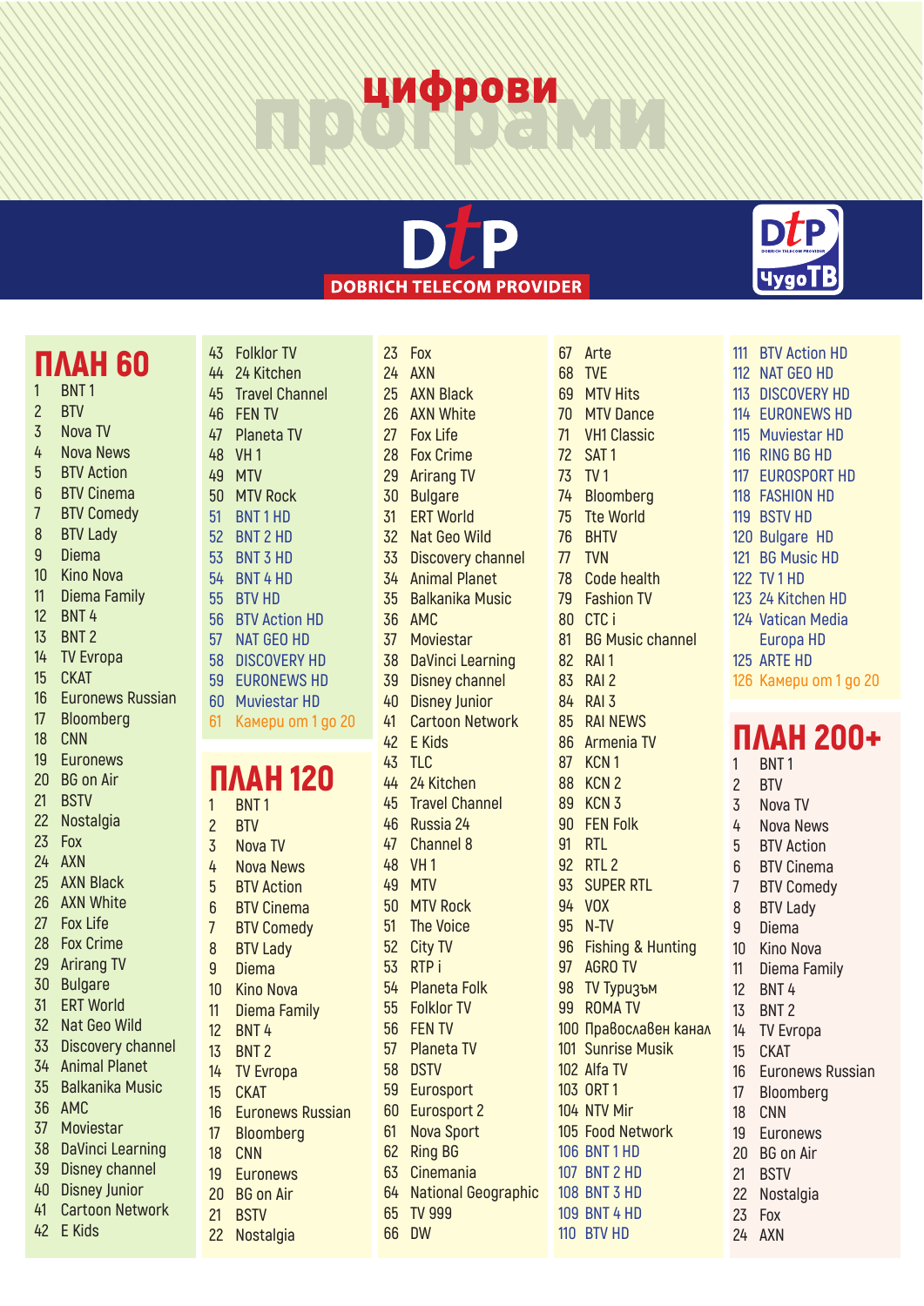# цифрови програми

**DtP**
**DOBRICH TELECOM PROVIDER**

**DtP ЧудоТВ**

## ПЛАН 60

1 BNT 1
2 BTV
3 Nova TV
4 Nova News
5 BTV Action
6 BTV Cinema
7 BTV Comedy
8 BTV Lady
9 Diema
10 Kino Nova
11 Diema Family
12 BNT 4
13 BNT 2
14 TV Evropa
15 CKAT
16 Euronews Russian
17 Bloomberg
18 CNN
19 Euronews
20 BG on Air
21 BSTV
22 Nostalgia
23 Fox
24 AXN
25 AXN Black
26 AXN White
27 Fox Life
28 Fox Crime
29 Arirang TV
30 Bulgare
31 ERT World
32 Nat Geo Wild
33 Discovery channel
34 Animal Planet
35 Balkanika Music
36 AMC
37 Moviestar
38 DaVinci Learning
39 Disney channel
40 Disney Junior
41 Cartoon Network
42 E Kids
43 Folklor TV
44 24 Kitchen
45 Travel Channel
46 FEN TV
47 Planeta TV
48 VH 1
49 MTV
50 MTV Rock
51 BNT 1 HD
52 BNT 2 HD
53 BNT 3 HD
54 BNT 4 HD
55 BTV HD
56 BTV Action HD
57 NAT GEO HD
58 DISCOVERY HD
59 EURONEWS HD
60 Muviestar HD
61 Камери от 1 до 20

## ПЛАН 120

1 BNT 1
2 BTV
3 Nova TV
4 Nova News
5 BTV Action
6 BTV Cinema
7 BTV Comedy
8 BTV Lady
9 Diema
10 Kino Nova
11 Diema Family
12 BNT 4
13 BNT 2
14 TV Evropa
15 CKAT
16 Euronews Russian
17 Bloomberg
18 CNN
19 Euronews
20 BG on Air
21 BSTV
22 Nostalgia
23 Fox
24 AXN
25 AXN Black
26 AXN White
27 Fox Life
28 Fox Crime
29 Arirang TV
30 Bulgare
31 ERT World
32 Nat Geo Wild
33 Discovery channel
34 Animal Planet
35 Balkanika Music
36 AMC
37 Moviestar
38 DaVinci Learning
39 Disney channel
40 Disney Junior
41 Cartoon Network
42 E Kids
43 TLC
44 24 Kitchen
45 Travel Channel
46 Russia 24
47 Channel 8
48 VH 1
49 MTV
50 MTV Rock
51 The Voice
52 City TV
53 RTP i
54 Planeta Folk
55 Folklor TV
56 FEN TV
57 Planeta TV
58 DSTV
59 Eurosport
60 Eurosport 2
61 Nova Sport
62 Ring BG
63 Cinemania
64 National Geographic
65 TV 999
66 DW
67 Arte
68 TVE
69 MTV Hits
70 MTV Dance
71 VH1 Classic
72 SAT 1
73 TV 1
74 Bloomberg
75 Tte World
76 BHTV
77 TVN
78 Code health
79 Fashion TV
80 CTC i
81 BG Music channel
82 RAI 1
83 RAI 2
84 RAI 3
85 RAI NEWS
86 Armenia TV
87 KCN 1
88 KCN 2
89 KCN 3
90 FEN Folk
91 RTL
92 RTL 2
93 SUPER RTL
94 VOX
95 N-TV
96 Fishing & Hunting
97 AGRO TV
98 TV Туризъм
99 ROMA TV
100 Православен канал
101 Sunrise Musik
102 Alfa TV
103 ORT 1
104 NTV Mir
105 Food Network
106 BNT 1 HD
107 BNT 2 HD
108 BNT 3 HD
109 BNT 4 HD
110 BTV HD
111 BTV Action HD
112 NAT GEO HD
113 DISCOVERY HD
114 EURONEWS HD
115 Muviestar HD
116 RING BG HD
117 EUROSPORT HD
118 FASHION HD
119 BSTV HD
120 Bulgare HD
121 BG Music HD
122 TV 1 HD
123 24 Kitchen HD
124 Vatican Media Europa HD
125 ARTE HD
126 Камери от 1 до 20

## ПЛАН 200+

1 BNT 1
2 BTV
3 Nova TV
4 Nova News
5 BTV Action
6 BTV Cinema
7 BTV Comedy
8 BTV Lady
9 Diema
10 Kino Nova
11 Diema Family
12 BNT 4
13 BNT 2
14 TV Evropa
15 CKAT
16 Euronews Russian
17 Bloomberg
18 CNN
19 Euronews
20 BG on Air
21 BSTV
22 Nostalgia
23 Fox
24 AXN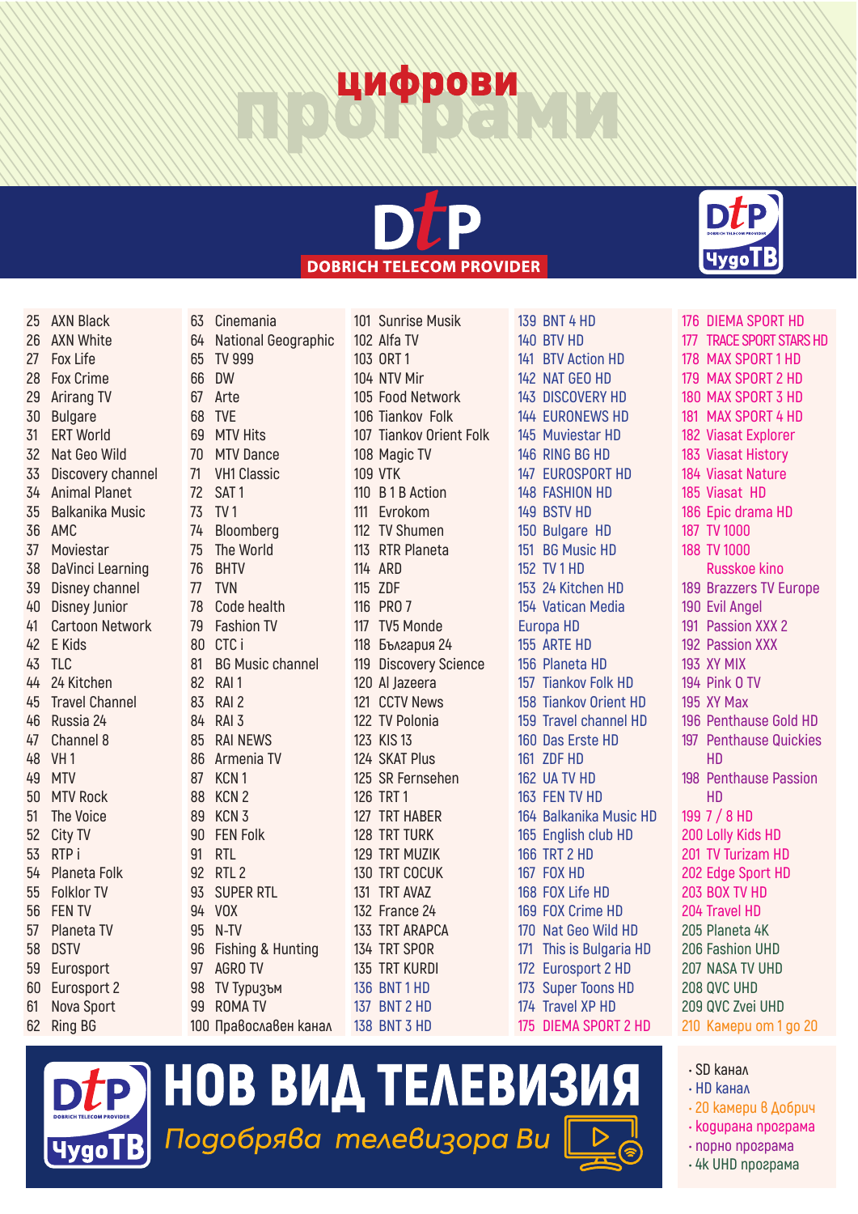# цифрови програми

DtP
DOBRICH TELECOM PROVIDER

ЧудоТВ

25 AXN Black
26 AXN White
27 Fox Life
28 Fox Crime
29 Arirang TV
30 Bulgare
31 ERT World
32 Nat Geo Wild
33 Discovery channel
34 Animal Planet
35 Balkanika Music
36 AMC
37 Moviestar
38 DaVinci Learning
39 Disney channel
40 Disney Junior
41 Cartoon Network
42 E Kids
43 TLC
44 24 Kitchen
45 Travel Channel
46 Russia 24
47 Channel 8
48 VH 1
49 MTV
50 MTV Rock
51 The Voice
52 City TV
53 RTP i
54 Planeta Folk
55 Folklor TV
56 FEN TV
57 Planeta TV
58 DSTV
59 Eurosport
60 Eurosport 2
61 Nova Sport
62 Ring BG
63 Cinemania
64 National Geographic
65 TV 999
66 DW
67 Arte
68 TVE
69 MTV Hits
70 MTV Dance
71 VH1 Classic
72 SAT 1
73 TV 1
74 Bloomberg
75 The World
76 BHTV
77 TVN
78 Code health
79 Fashion TV
80 CTC i
81 BG Music channel
82 RAI 1
83 RAI 2
84 RAI 3
85 RAI NEWS
86 Armenia TV
87 KCN 1
88 KCN 2
89 KCN 3
90 FEN Folk
91 RTL
92 RTL 2
93 SUPER RTL
94 VOX
95 N-TV
96 Fishing & Hunting
97 AGRO TV
98 TV Туризъм
99 ROMA TV
100 Православен канал
101 Sunrise Musik
102 Alfa TV
103 ORT 1
104 NTV Mir
105 Food Network
106 Tiankov Folk
107 Tiankov Orient Folk
108 Magic TV
109 VTK
110 B 1 B Action
111 Evrokom
112 TV Shumen
113 RTR Planeta
114 ARD
115 ZDF
116 PRO 7
117 TV5 Monde
118 България 24
119 Discovery Science
120 Al Jazeera
121 CCTV News
122 TV Polonia
123 KIS 13
124 SKAT Plus
125 SR Fernsehen
126 TRT 1
127 TRT HABER
128 TRT TURK
129 TRT MUZIK
130 TRT COCUK
131 TRT AVAZ
132 France 24
133 TRT ARAPCA
134 TRT SPOR
135 TRT KURDI
136 BNT 1 HD
137 BNT 2 HD
138 BNT 3 HD
139 BNT 4 HD
140 BTV HD
141 BTV Action HD
142 NAT GEO HD
143 DISCOVERY HD
144 EURONEWS HD
145 Muviestar HD
146 RING BG HD
147 EUROSPORT HD
148 FASHION HD
149 BSTV HD
150 Bulgare HD
151 BG Music HD
152 TV 1 HD
153 24 Kitchen HD
154 Vatican Media Europa HD
155 ARTE HD
156 Planeta HD
157 Tiankov Folk HD
158 Tiankov Orient HD
159 Travel channel HD
160 Das Erste HD
161 ZDF HD
162 UA TV HD
163 FEN TV HD
164 Balkanika Music HD
165 English club HD
166 TRT 2 HD
167 FOX HD
168 FOX Life HD
169 FOX Crime HD
170 Nat Geo Wild HD
171 This is Bulgaria HD
172 Eurosport 2 HD
173 Super Toons HD
174 Travel XP HD
175 DIEMA SPORT 2 HD
176 DIEMA SPORT HD
177 TRACE SPORT STARS HD
178 MAX SPORT 1 HD
179 MAX SPORT 2 HD
180 MAX SPORT 3 HD
181 MAX SPORT 4 HD
182 Viasat Explorer
183 Viasat History
184 Viasat Nature
185 Viasat HD
186 Epic drama HD
187 TV 1000
188 TV 1000 Russkoe kino
189 Brazzers TV Europe
190 Evil Angel
191 Passion XXX 2
192 Passion XXX
193 XY MIX
194 Pink O TV
195 XY Max
196 Penthause Gold HD
197 Penthause Quickies HD
198 Penthause Passion HD
199 7 / 8 HD
200 Lolly Kids HD
201 TV Turizam HD
202 Edge Sport HD
203 BOX TV HD
204 Travel HD
205 Planeta 4K
206 Fashion UHD
207 NASA TV UHD
208 QVC UHD
209 QVC Zvei UHD
210 Камери от 1 до 20

DtP ЧудоТВ

# НОВ ВИД ТЕЛЕВИЗИЯ

*Подобрява телевизора Ви*

- SD канал
- HD канал
- 20 камери в Добрич
- кодирана програма
- порно програма
- 4k UHD програма